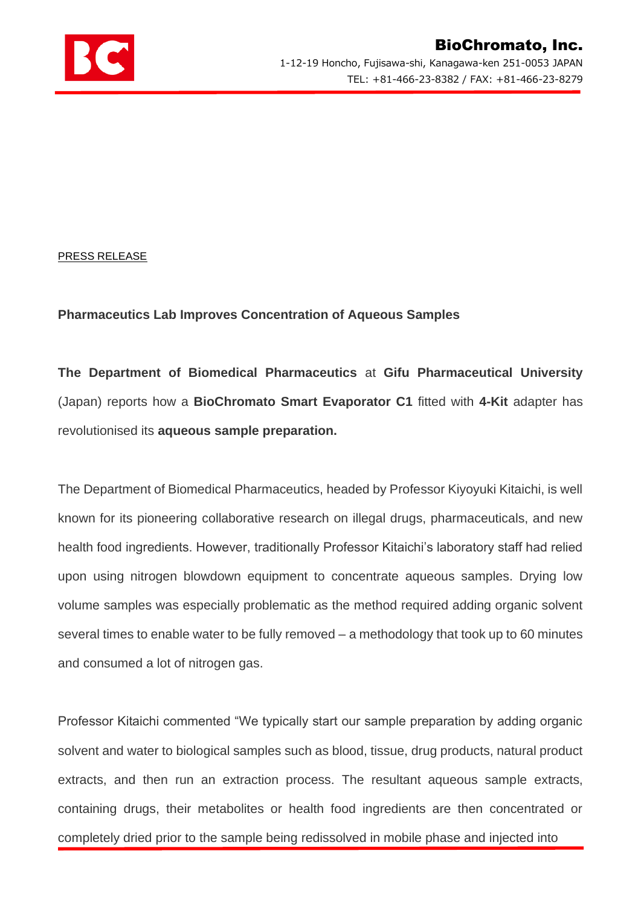PRESS RELEASE

**Pharmaceutics Lab Improves Concentration of Aqueous Samples**

**The Department of Biomedical Pharmaceutics** at **Gifu Pharmaceutical University** (Japan) reports how a **BioChromato Smart Evaporator C1** fitted with **4-Kit** adapter has revolutionised its **aqueous sample preparation.**

The Department of Biomedical Pharmaceutics, headed by Professor Kiyoyuki Kitaichi, is well known for its pioneering collaborative research on illegal drugs, pharmaceuticals, and new health food ingredients. However, traditionally Professor Kitaichi's laboratory staff had relied upon using nitrogen blowdown equipment to concentrate aqueous samples. Drying low volume samples was especially problematic as the method required adding organic solvent several times to enable water to be fully removed – a methodology that took up to 60 minutes and consumed a lot of nitrogen gas.

Professor Kitaichi commented "We typically start our sample preparation by adding organic solvent and water to biological samples such as blood, tissue, drug products, natural product extracts, and then run an extraction process. The resultant aqueous sample extracts, containing drugs, their metabolites or health food ingredients are then concentrated or completely dried prior to the sample being redissolved in mobile phase and injected into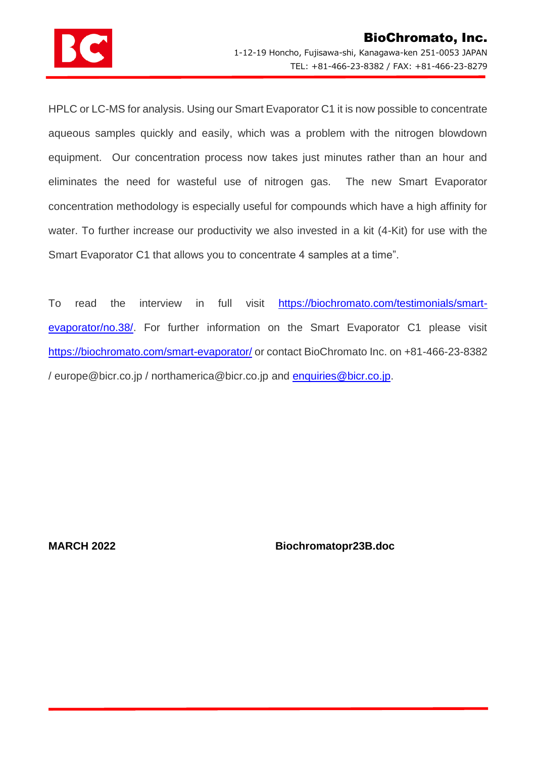HPLC or LC-MS for analysis. Using our Smart Evaporator C1 it is now possible to concentrate aqueous samples quickly and easily, which was a problem with the nitrogen blowdown equipment. Our concentration process now takes just minutes rather than an hour and eliminates the need for wasteful use of nitrogen gas. The new Smart Evaporator concentration methodology is especially useful for compounds which have a high affinity for water. To further increase our productivity we also invested in a kit (4-Kit) for use with the Smart Evaporator C1 that allows you to concentrate 4 samples at a time".

To read the interview in full visit https://biochromato.com/testimonials/smart-evaporator/no.38/. For further information on the Smart Evaporator C1 please visit https://biochromato.com/smart-evaporator/ or contact BioChromato Inc. on +81-466-23-8382 / europe@bicr.co.jp / northamerica@bicr.co.jp and enquiries@bicr.co.jp.

**MARCH 2022** **Biochromatopr23B.doc**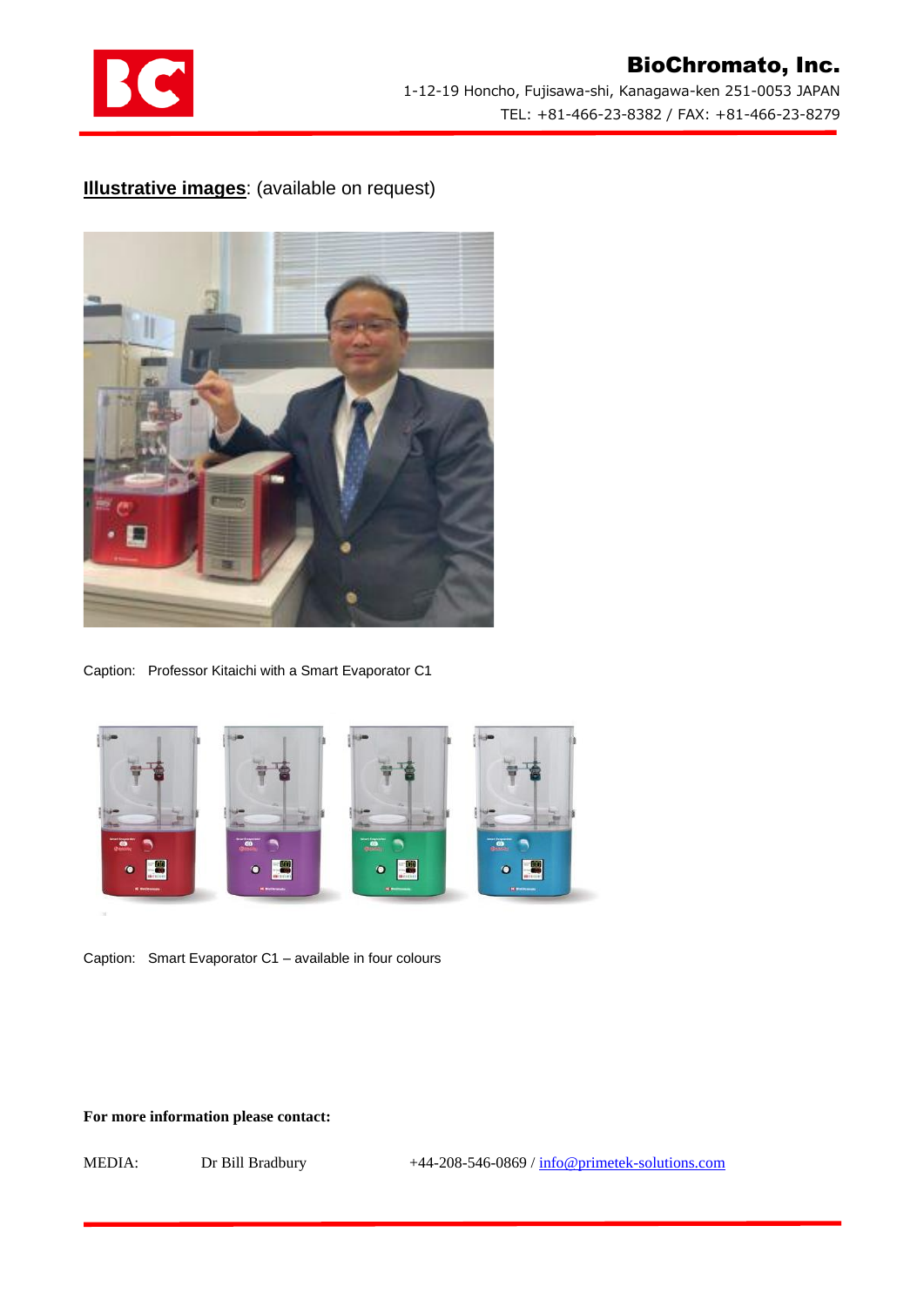**Illustrative images**: (available on request)

Caption: Professor Kitaichi with a Smart Evaporator C1

Caption: Smart Evaporator C1 – available in four colours

**For more information please contact:**

MEDIA: Dr Bill Bradbury +44-208-546-0869 / info@primetek-solutions.com